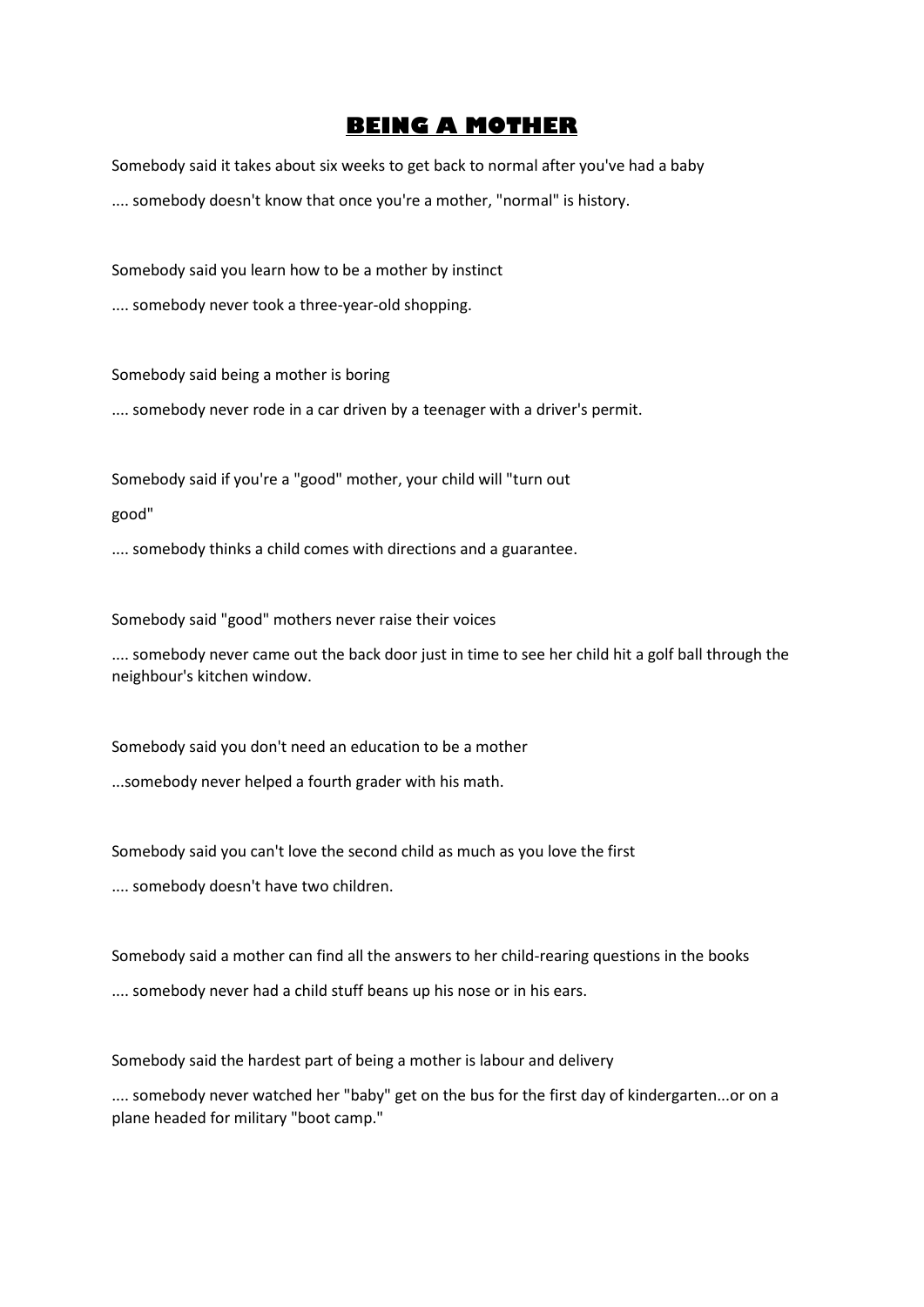# BEING A MOTHER

Somebody said it takes about six weeks to get back to normal after you've had a baby

.... somebody doesn't know that once you're a mother, "normal" is history.

Somebody said you learn how to be a mother by instinct

.... somebody never took a three-year-old shopping.

Somebody said being a mother is boring

.... somebody never rode in a car driven by a teenager with a driver's permit.

Somebody said if you're a "good" mother, your child will "turn out good"

.... somebody thinks a child comes with directions and a guarantee.

Somebody said "good" mothers never raise their voices

.... somebody never came out the back door just in time to see her child hit a golf ball through the neighbour's kitchen window.

Somebody said you don't need an education to be a mother

...somebody never helped a fourth grader with his math.

Somebody said you can't love the second child as much as you love the first

.... somebody doesn't have two children.

Somebody said a mother can find all the answers to her child-rearing questions in the books

.... somebody never had a child stuff beans up his nose or in his ears.

Somebody said the hardest part of being a mother is labour and delivery

.... somebody never watched her "baby" get on the bus for the first day of kindergarten...or on a plane headed for military "boot camp."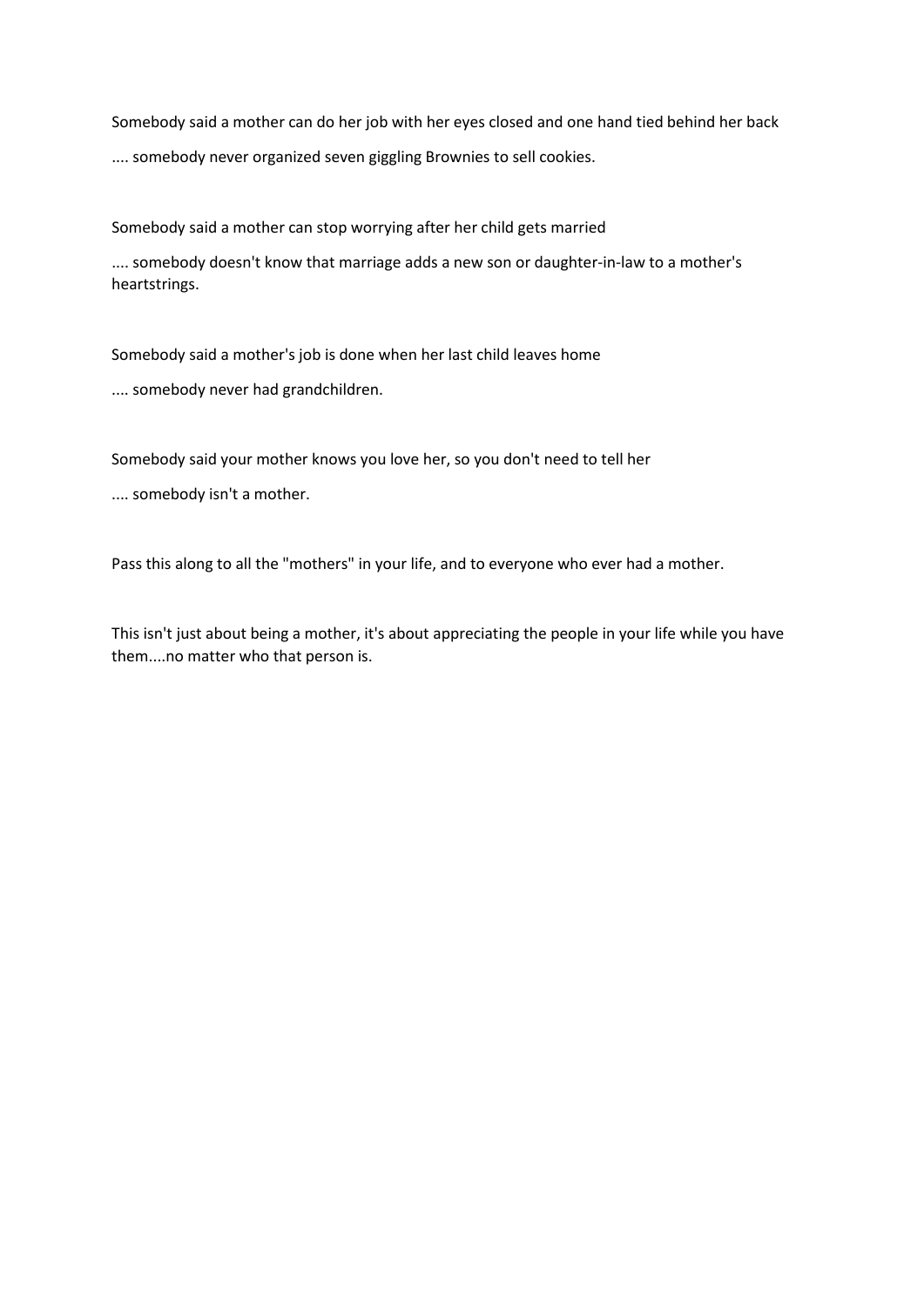Somebody said a mother can do her job with her eyes closed and one hand tied behind her back

.... somebody never organized seven giggling Brownies to sell cookies.

Somebody said a mother can stop worrying after her child gets married

.... somebody doesn't know that marriage adds a new son or daughter-in-law to a mother's heartstrings.

Somebody said a mother's job is done when her last child leaves home

.... somebody never had grandchildren.

Somebody said your mother knows you love her, so you don't need to tell her

.... somebody isn't a mother.

Pass this along to all the "mothers" in your life, and to everyone who ever had a mother.

This isn't just about being a mother, it's about appreciating the people in your life while you have them....no matter who that person is.